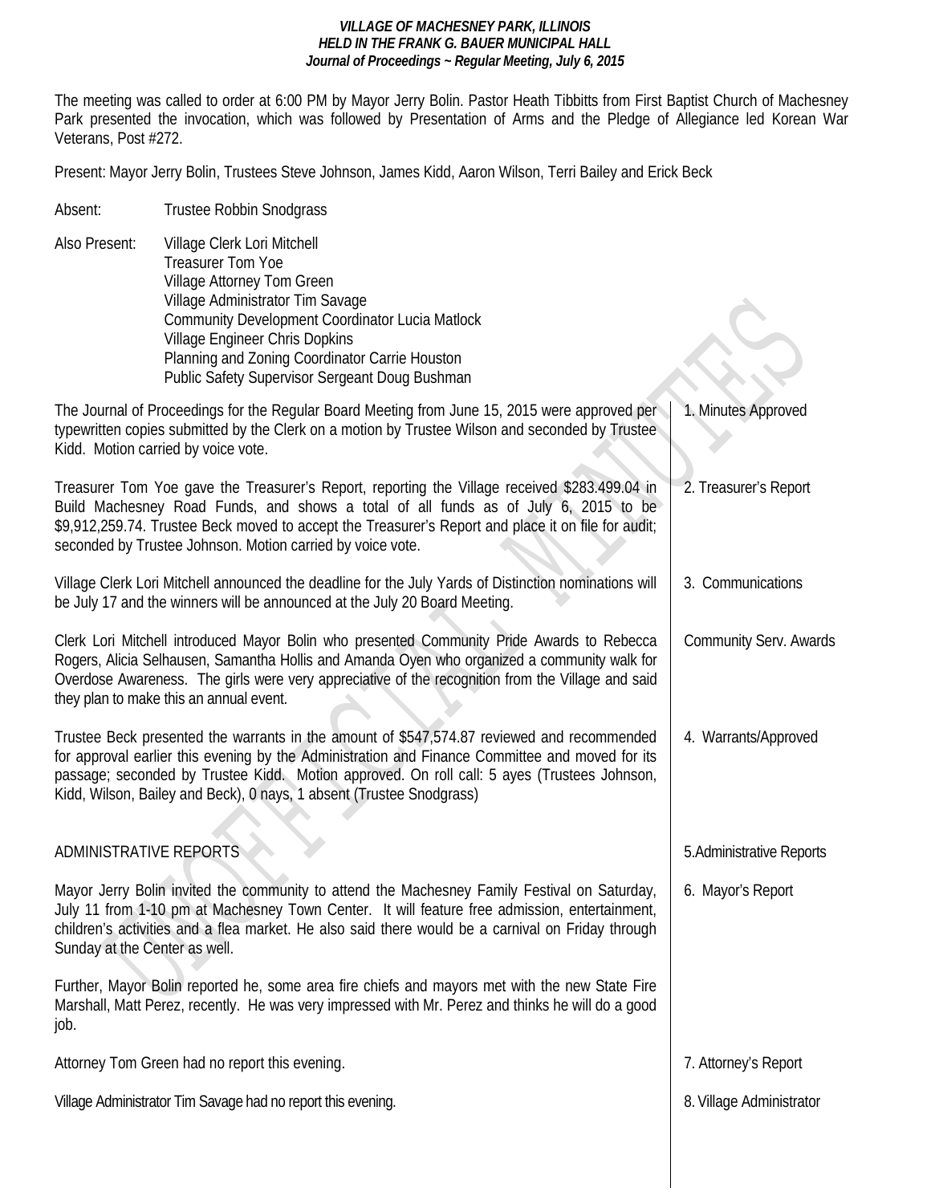***VILLAGE OF MACHESNEY PARK, ILLINOIS***
***HELD IN THE FRANK G. BAUER MUNICIPAL HALL***
***Journal of Proceedings ~ Regular Meeting, July 6, 2015***

The meeting was called to order at 6:00 PM by Mayor Jerry Bolin. Pastor Heath Tibbitts from First Baptist Church of Machesney Park presented the invocation, which was followed by Presentation of Arms and the Pledge of Allegiance led Korean War Veterans, Post #272.

Present: Mayor Jerry Bolin, Trustees Steve Johnson, James Kidd, Aaron Wilson, Terri Bailey and Erick Beck

Absent: Trustee Robbin Snodgrass

Also Present: Village Clerk Lori Mitchell
Treasurer Tom Yoe
Village Attorney Tom Green
Village Administrator Tim Savage
Community Development Coordinator Lucia Matlock
Village Engineer Chris Dopkins
Planning and Zoning Coordinator Carrie Houston
Public Safety Supervisor Sergeant Doug Bushman

**1. Minutes Approved**

The Journal of Proceedings for the Regular Board Meeting from June 15, 2015 were approved per typewritten copies submitted by the Clerk on a motion by Trustee Wilson and seconded by Trustee Kidd. Motion carried by voice vote.

**2. Treasurer's Report**

Treasurer Tom Yoe gave the Treasurer's Report, reporting the Village received $283.499.04 in Build Machesney Road Funds, and shows a total of all funds as of July 6, 2015 to be $9,912,259.74. Trustee Beck moved to accept the Treasurer's Report and place it on file for audit; seconded by Trustee Johnson. Motion carried by voice vote.

**3. Communications**

Village Clerk Lori Mitchell announced the deadline for the July Yards of Distinction nominations will be July 17 and the winners will be announced at the July 20 Board Meeting.

**Community Serv. Awards**

Clerk Lori Mitchell introduced Mayor Bolin who presented Community Pride Awards to Rebecca Rogers, Alicia Selhausen, Samantha Hollis and Amanda Oyen who organized a community walk for Overdose Awareness. The girls were very appreciative of the recognition from the Village and said they plan to make this an annual event.

**4. Warrants/Approved**

Trustee Beck presented the warrants in the amount of $547,574.87 reviewed and recommended for approval earlier this evening by the Administration and Finance Committee and moved for its passage; seconded by Trustee Kidd. Motion approved. On roll call: 5 ayes (Trustees Johnson, Kidd, Wilson, Bailey and Beck), 0 nays, 1 absent (Trustee Snodgrass)

**5. Administrative Reports**

ADMINISTRATIVE REPORTS

**6. Mayor's Report**

Mayor Jerry Bolin invited the community to attend the Machesney Family Festival on Saturday, July 11 from 1-10 pm at Machesney Town Center. It will feature free admission, entertainment, children's activities and a flea market. He also said there would be a carnival on Friday through Sunday at the Center as well.

Further, Mayor Bolin reported he, some area fire chiefs and mayors met with the new State Fire Marshall, Matt Perez, recently. He was very impressed with Mr. Perez and thinks he will do a good job.

**7. Attorney's Report**

Attorney Tom Green had no report this evening.

**8. Village Administrator**

Village Administrator Tim Savage had no report this evening.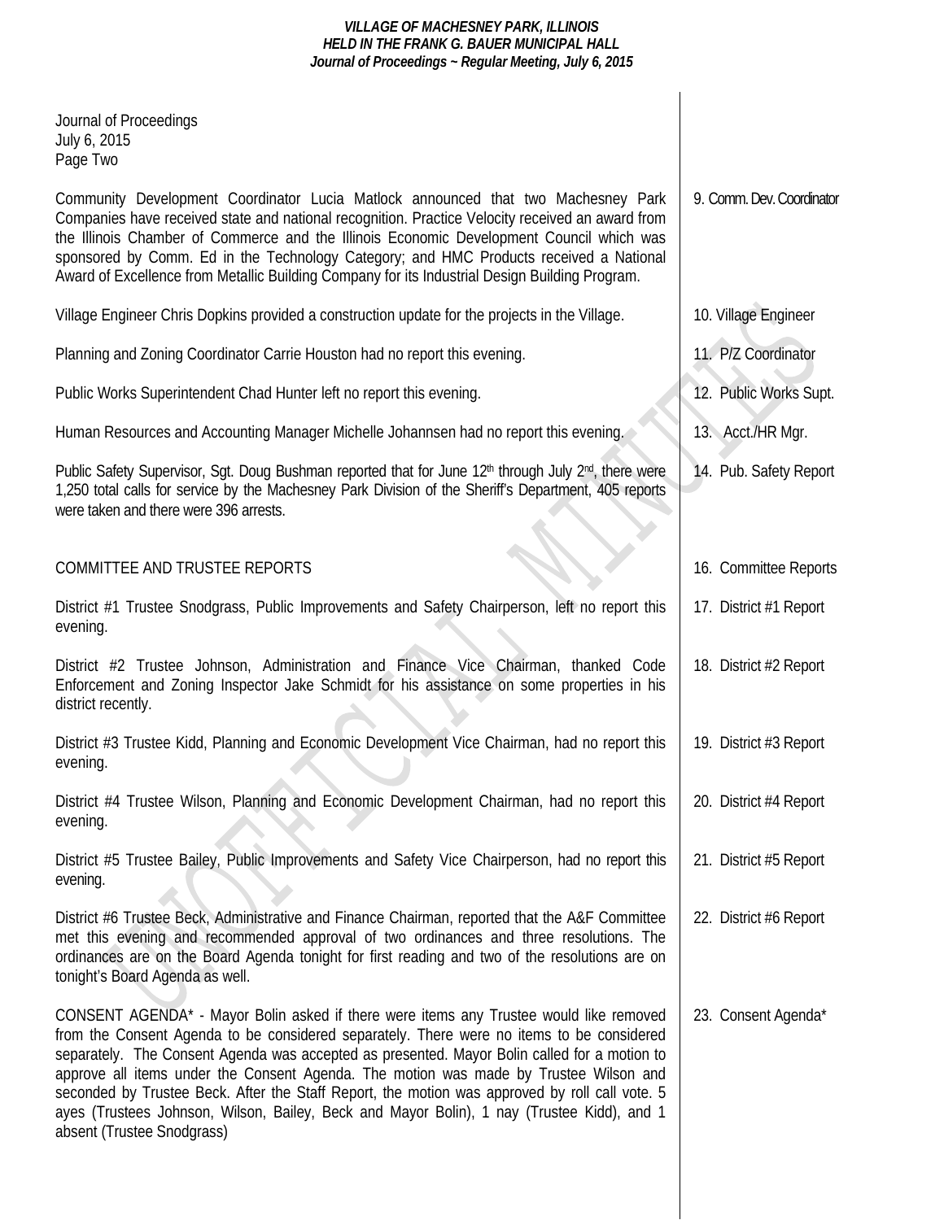Journal of Proceedings
July 6, 2015
Page Two

| | |
|---|---|
| Community Development Coordinator Lucia Matlock announced that two Machesney Park Companies have received state and national recognition. Practice Velocity received an award from the Illinois Chamber of Commerce and the Illinois Economic Development Council which was sponsored by Comm. Ed in the Technology Category; and HMC Products received a National Award of Excellence from Metallic Building Company for its Industrial Design Building Program. | 9. Comm. Dev. Coordinator |
| Village Engineer Chris Dopkins provided a construction update for the projects in the Village. | 10. Village Engineer |
| Planning and Zoning Coordinator Carrie Houston had no report this evening. | 11. P/Z Coordinator |
| Public Works Superintendent Chad Hunter left no report this evening. | 12. Public Works Supt. |
| Human Resources and Accounting Manager Michelle Johannsen had no report this evening. | 13. Acct./HR Mgr. |
| Public Safety Supervisor, Sgt. Doug Bushman reported that for June 12th through July 2nd, there were 1,250 total calls for service by the Machesney Park Division of the Sheriff's Department, 405 reports were taken and there were 396 arrests. | 14. Pub. Safety Report |
| COMMITTEE AND TRUSTEE REPORTS | 16. Committee Reports |
| District #1 Trustee Snodgrass, Public Improvements and Safety Chairperson, left no report this evening. | 17. District #1 Report |
| District #2 Trustee Johnson, Administration and Finance Vice Chairman, thanked Code Enforcement and Zoning Inspector Jake Schmidt for his assistance on some properties in his district recently. | 18. District #2 Report |
| District #3 Trustee Kidd, Planning and Economic Development Vice Chairman, had no report this evening. | 19. District #3 Report |
| District #4 Trustee Wilson, Planning and Economic Development Chairman, had no report this evening. | 20. District #4 Report |
| District #5 Trustee Bailey, Public Improvements and Safety Vice Chairperson, had no report this evening. | 21. District #5 Report |
| District #6 Trustee Beck, Administrative and Finance Chairman, reported that the A&F Committee met this evening and recommended approval of two ordinances and three resolutions. The ordinances are on the Board Agenda tonight for first reading and two of the resolutions are on tonight's Board Agenda as well. | 22. District #6 Report |
| CONSENT AGENDA* - Mayor Bolin asked if there were items any Trustee would like removed from the Consent Agenda to be considered separately. There were no items to be considered separately. The Consent Agenda was accepted as presented. Mayor Bolin called for a motion to approve all items under the Consent Agenda. The motion was made by Trustee Wilson and seconded by Trustee Beck. After the Staff Report, the motion was approved by roll call vote. 5 ayes (Trustees Johnson, Wilson, Bailey, Beck and Mayor Bolin), 1 nay (Trustee Kidd), and 1 absent (Trustee Snodgrass) | 23. Consent Agenda* |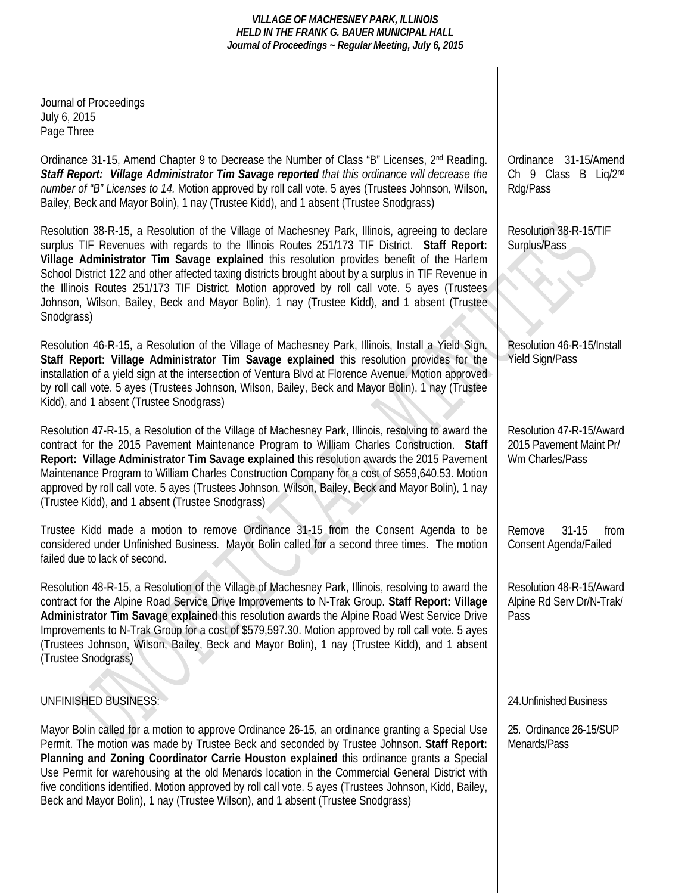Journal of Proceedings
July 6, 2015
Page Three

Ordinance 31-15, Amend Chapter 9 to Decrease the Number of Class "B" Licenses, 2nd Reading. ***Staff Report: Village Administrator Tim Savage reported** that this ordinance will decrease the number of "B" Licenses to 14.* Motion approved by roll call vote. 5 ayes (Trustees Johnson, Wilson, Bailey, Beck and Mayor Bolin), 1 nay (Trustee Kidd), and 1 absent (Trustee Snodgrass)

*Ordinance 31-15/Amend Ch 9 Class B Liq/2nd Rdg/Pass*

Resolution 38-R-15, a Resolution of the Village of Machesney Park, Illinois, agreeing to declare surplus TIF Revenues with regards to the Illinois Routes 251/173 TIF District. **Staff Report: Village Administrator Tim Savage explained** this resolution provides benefit of the Harlem School District 122 and other affected taxing districts brought about by a surplus in TIF Revenue in the Illinois Routes 251/173 TIF District. Motion approved by roll call vote. 5 ayes (Trustees Johnson, Wilson, Bailey, Beck and Mayor Bolin), 1 nay (Trustee Kidd), and 1 absent (Trustee Snodgrass)

*Resolution 38-R-15/TIF Surplus/Pass*

Resolution 46-R-15, a Resolution of the Village of Machesney Park, Illinois, Install a Yield Sign. **Staff Report: Village Administrator Tim Savage explained** this resolution provides for the installation of a yield sign at the intersection of Ventura Blvd at Florence Avenue. Motion approved by roll call vote. 5 ayes (Trustees Johnson, Wilson, Bailey, Beck and Mayor Bolin), 1 nay (Trustee Kidd), and 1 absent (Trustee Snodgrass)

*Resolution 46-R-15/Install Yield Sign/Pass*

Resolution 47-R-15, a Resolution of the Village of Machesney Park, Illinois, resolving to award the contract for the 2015 Pavement Maintenance Program to William Charles Construction. **Staff Report: Village Administrator Tim Savage explained** this resolution awards the 2015 Pavement Maintenance Program to William Charles Construction Company for a cost of $659,640.53. Motion approved by roll call vote. 5 ayes (Trustees Johnson, Wilson, Bailey, Beck and Mayor Bolin), 1 nay (Trustee Kidd), and 1 absent (Trustee Snodgrass)

*Resolution 47-R-15/Award 2015 Pavement Maint Pr/ Wm Charles/Pass*

Trustee Kidd made a motion to remove Ordinance 31-15 from the Consent Agenda to be considered under Unfinished Business. Mayor Bolin called for a second three times. The motion failed due to lack of second.

*Remove 31-15 from Consent Agenda/Failed*

Resolution 48-R-15, a Resolution of the Village of Machesney Park, Illinois, resolving to award the contract for the Alpine Road Service Drive Improvements to N-Trak Group. **Staff Report: Village Administrator Tim Savage explained** this resolution awards the Alpine Road West Service Drive Improvements to N-Trak Group for a cost of $579,597.30. Motion approved by roll call vote. 5 ayes (Trustees Johnson, Wilson, Bailey, Beck and Mayor Bolin), 1 nay (Trustee Kidd), and 1 absent (Trustee Snodgrass)

*Resolution 48-R-15/Award Alpine Rd Serv Dr/N-Trak/ Pass*

UNFINISHED BUSINESS:

*24.Unfinished Business*

Mayor Bolin called for a motion to approve Ordinance 26-15, an ordinance granting a Special Use Permit. The motion was made by Trustee Beck and seconded by Trustee Johnson. **Staff Report: Planning and Zoning Coordinator Carrie Houston explained** this ordinance grants a Special Use Permit for warehousing at the old Menards location in the Commercial General District with five conditions identified. Motion approved by roll call vote. 5 ayes (Trustees Johnson, Kidd, Bailey, Beck and Mayor Bolin), 1 nay (Trustee Wilson), and 1 absent (Trustee Snodgrass)

*25. Ordinance 26-15/SUP Menards/Pass*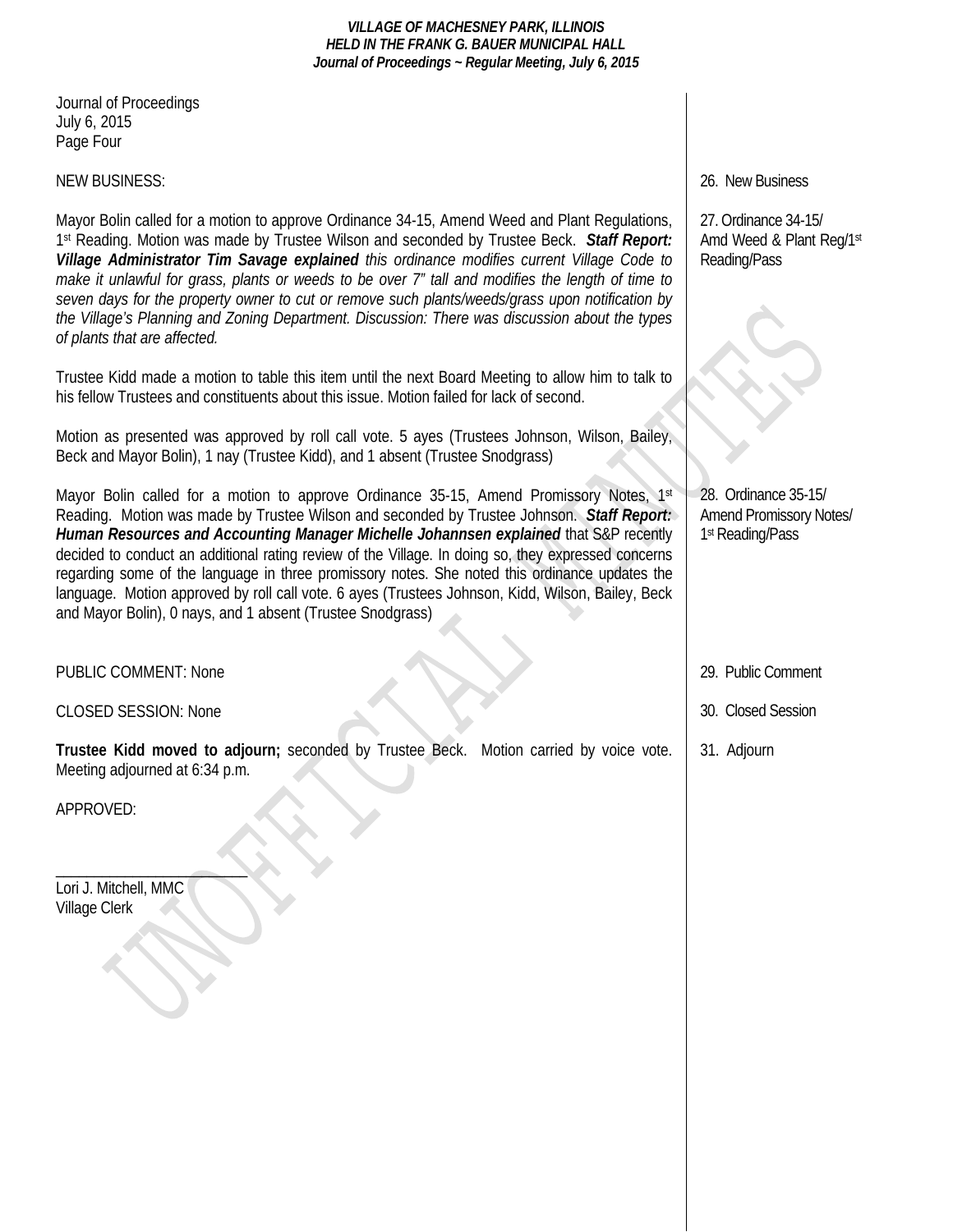Journal of Proceedings
July 6, 2015
Page Four

NEW BUSINESS:

26. New Business

Mayor Bolin called for a motion to approve Ordinance 34-15, Amend Weed and Plant Regulations, 1st Reading. Motion was made by Trustee Wilson and seconded by Trustee Beck. ***Staff Report: Village Administrator Tim Savage explained*** *this ordinance modifies current Village Code to make it unlawful for grass, plants or weeds to be over 7" tall and modifies the length of time to seven days for the property owner to cut or remove such plants/weeds/grass upon notification by the Village's Planning and Zoning Department. Discussion: There was discussion about the types of plants that are affected.*

27. Ordinance 34-15/ Amd Weed & Plant Reg/1st Reading/Pass

Trustee Kidd made a motion to table this item until the next Board Meeting to allow him to talk to his fellow Trustees and constituents about this issue. Motion failed for lack of second.

Motion as presented was approved by roll call vote. 5 ayes (Trustees Johnson, Wilson, Bailey, Beck and Mayor Bolin), 1 nay (Trustee Kidd), and 1 absent (Trustee Snodgrass)

Mayor Bolin called for a motion to approve Ordinance 35-15, Amend Promissory Notes, 1st Reading. Motion was made by Trustee Wilson and seconded by Trustee Johnson. ***Staff Report: Human Resources and Accounting Manager Michelle Johannsen explained*** that S&P recently decided to conduct an additional rating review of the Village. In doing so, they expressed concerns regarding some of the language in three promissory notes. She noted this ordinance updates the language. Motion approved by roll call vote. 6 ayes (Trustees Johnson, Kidd, Wilson, Bailey, Beck and Mayor Bolin), 0 nays, and 1 absent (Trustee Snodgrass)

28. Ordinance 35-15/ Amend Promissory Notes/ 1st Reading/Pass

PUBLIC COMMENT: None

29. Public Comment

CLOSED SESSION: None

30. Closed Session

**Trustee Kidd moved to adjourn;** seconded by Trustee Beck. Motion carried by voice vote. Meeting adjourned at 6:34 p.m.

31. Adjourn

APPROVED:

\_\_\_\_\_\_\_\_\_\_\_\_\_\_\_\_\_\_\_\_\_\_\_\_\_
Lori J. Mitchell, MMC
Village Clerk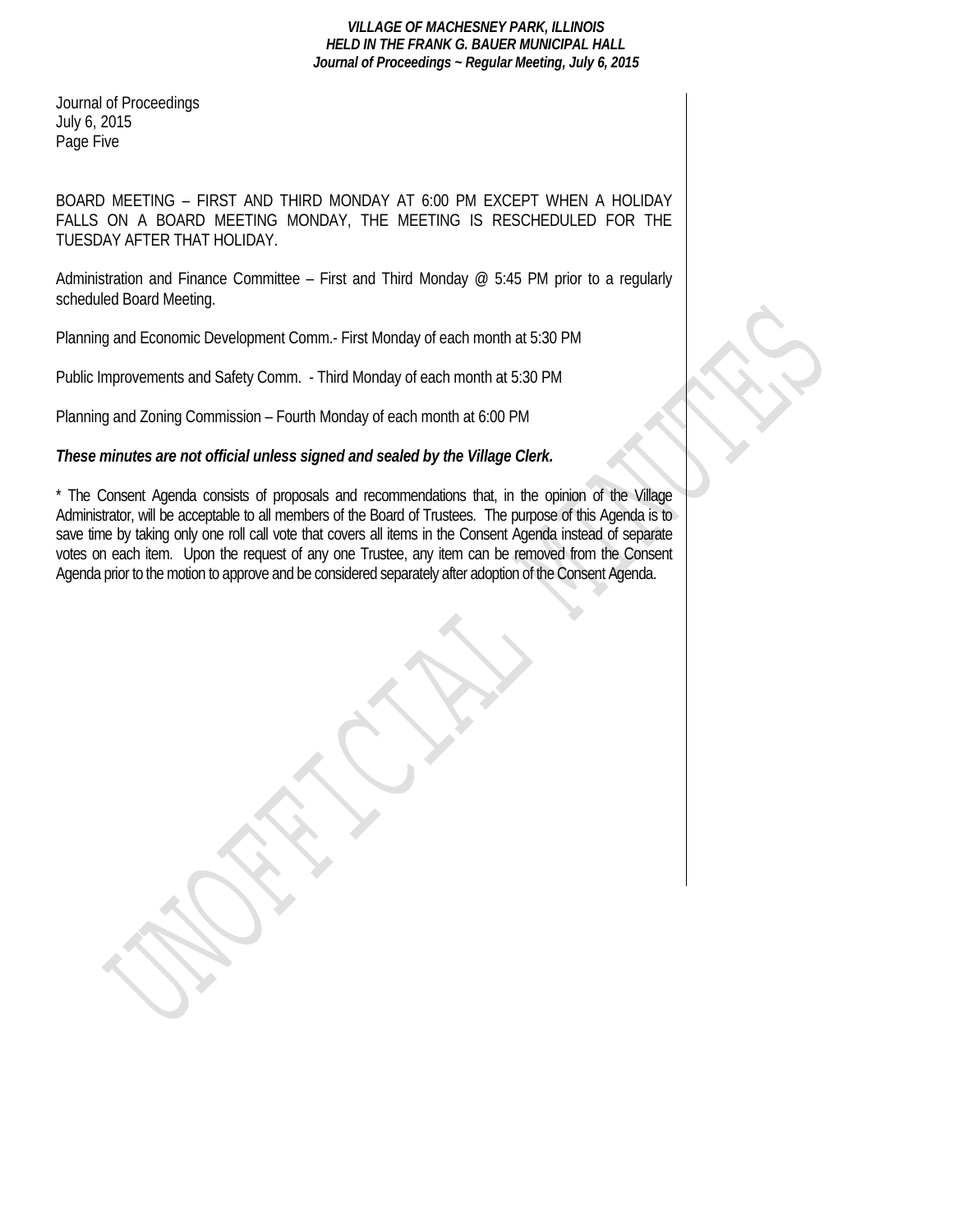Journal of Proceedings
July 6, 2015
Page Five

BOARD MEETING – FIRST AND THIRD MONDAY AT 6:00 PM EXCEPT WHEN A HOLIDAY FALLS ON A BOARD MEETING MONDAY, THE MEETING IS RESCHEDULED FOR THE TUESDAY AFTER THAT HOLIDAY.

Administration and Finance Committee – First and Third Monday @ 5:45 PM prior to a regularly scheduled Board Meeting.

Planning and Economic Development Comm.- First Monday of each month at 5:30 PM

Public Improvements and Safety Comm. - Third Monday of each month at 5:30 PM

Planning and Zoning Commission – Fourth Monday of each month at 6:00 PM

***These minutes are not official unless signed and sealed by the Village Clerk.***

* The Consent Agenda consists of proposals and recommendations that, in the opinion of the Village Administrator, will be acceptable to all members of the Board of Trustees. The purpose of this Agenda is to save time by taking only one roll call vote that covers all items in the Consent Agenda instead of separate votes on each item. Upon the request of any one Trustee, any item can be removed from the Consent Agenda prior to the motion to approve and be considered separately after adoption of the Consent Agenda.